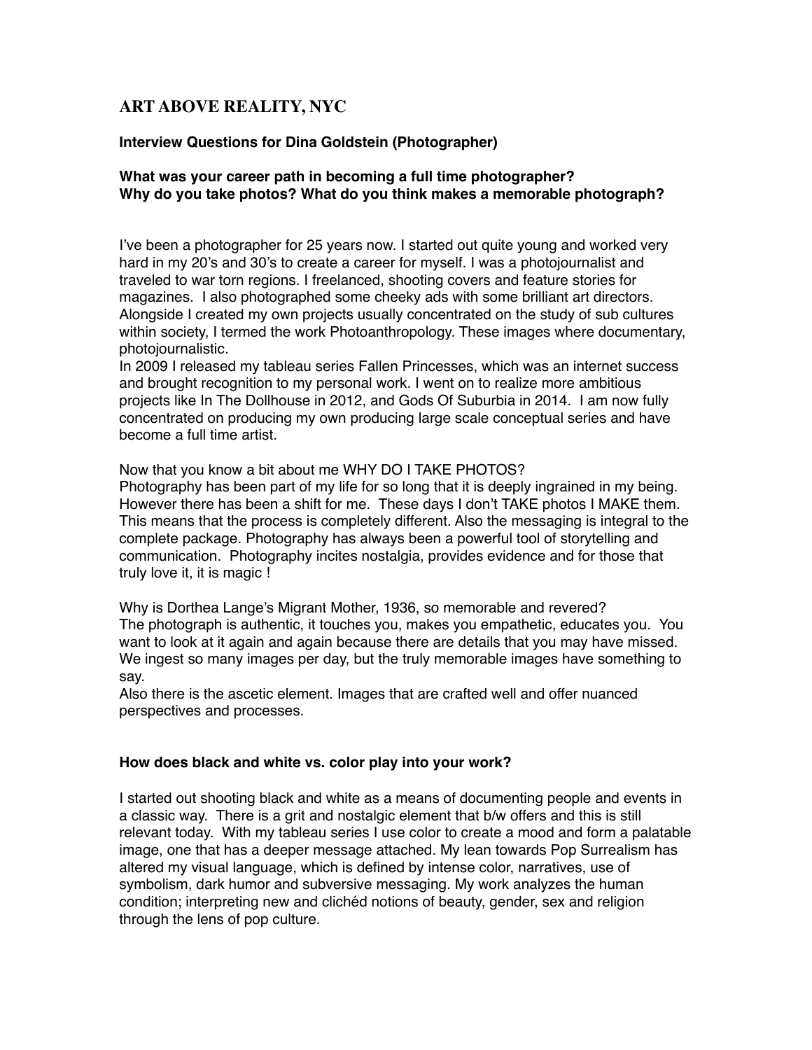# ART ABOVE REALITY, NYC

### Interview Questions for Dina Goldstein (Photographer)

### What was your career path in becoming a full time photographer? Why do you take photos? What do you think makes a memorable photograph?

I've been a photographer for 25 years now. I started out quite young and worked very hard in my 20's and 30's to create a career for myself. I was a photojournalist and traveled to war torn regions. I freelanced, shooting covers and feature stories for magazines. I also photographed some cheeky ads with some brilliant art directors. Alongside I created my own projects usually concentrated on the study of sub cultures within society, I termed the work Photoanthropology. These images where documentary, photojournalistic.

In 2009 I released my tableau series Fallen Princesses, which was an internet success and brought recognition to my personal work. I went on to realize more ambitious projects like In The Dollhouse in 2012, and Gods Of Suburbia in 2014. I am now fully concentrated on producing my own producing large scale conceptual series and have become a full time artist.

Now that you know a bit about me WHY DO I TAKE PHOTOS?

Photography has been part of my life for so long that it is deeply ingrained in my being. However there has been a shift for me. These days I don't TAKE photos I MAKE them. This means that the process is completely different. Also the messaging is integral to the complete package. Photography has always been a powerful tool of storytelling and communication. Photography incites nostalgia, provides evidence and for those that truly love it, it is magic !

Why is Dorthea Lange's Migrant Mother, 1936, so memorable and revered?

The photograph is authentic, it touches you, makes you empathetic, educates you. You want to look at it again and again because there are details that you may have missed. We ingest so many images per day, but the truly memorable images have something to say.

Also there is the ascetic element. Images that are crafted well and offer nuanced perspectives and processes.

### How does black and white vs. color play into your work?

I started out shooting black and white as a means of documenting people and events in a classic way. There is a grit and nostalgic element that b/w offers and this is still relevant today. With my tableau series I use color to create a mood and form a palatable image, one that has a deeper message attached. My lean towards Pop Surrealism has altered my visual language, which is defined by intense color, narratives, use of symbolism, dark humor and subversive messaging. My work analyzes the human condition; interpreting new and clichéd notions of beauty, gender, sex and religion through the lens of pop culture.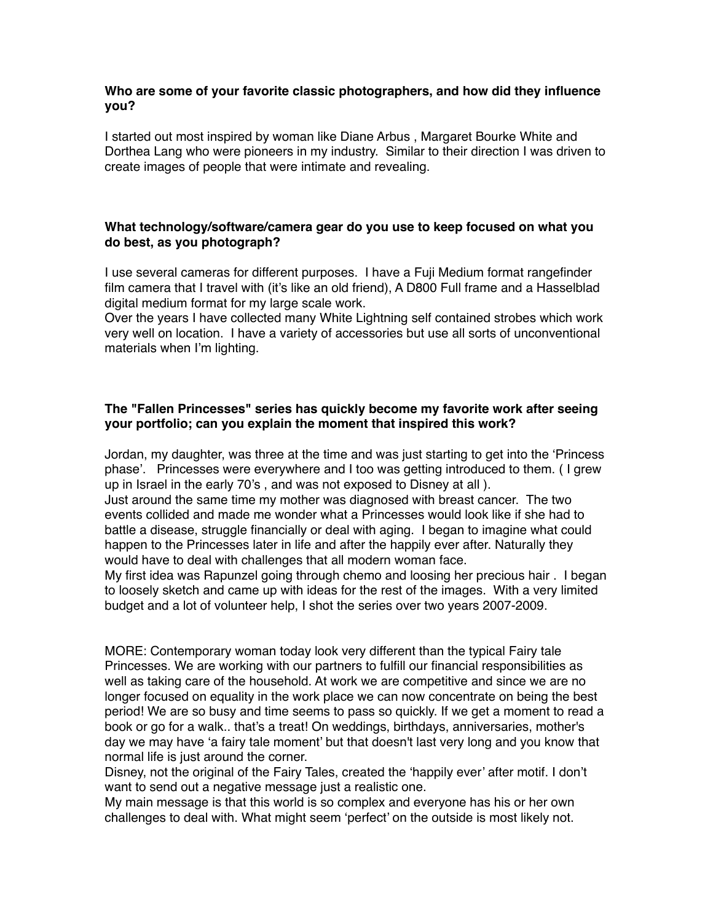**Who are some of your favorite classic photographers, and how did they influence you?**

I started out most inspired by woman like Diane Arbus , Margaret Bourke White and Dorthea Lang who were pioneers in my industry. Similar to their direction I was driven to create images of people that were intimate and revealing.

**What technology/software/camera gear do you use to keep focused on what you do best, as you photograph?**

I use several cameras for different purposes. I have a Fuji Medium format rangefinder film camera that I travel with (it's like an old friend), A D800 Full frame and a Hasselblad digital medium format for my large scale work.
Over the years I have collected many White Lightning self contained strobes which work very well on location. I have a variety of accessories but use all sorts of unconventional materials when I'm lighting.

**The "Fallen Princesses" series has quickly become my favorite work after seeing your portfolio; can you explain the moment that inspired this work?**

Jordan, my daughter, was three at the time and was just starting to get into the 'Princess phase'. Princesses were everywhere and I too was getting introduced to them. ( I grew up in Israel in the early 70's , and was not exposed to Disney at all ).
Just around the same time my mother was diagnosed with breast cancer. The two events collided and made me wonder what a Princesses would look like if she had to battle a disease, struggle financially or deal with aging. I began to imagine what could happen to the Princesses later in life and after the happily ever after. Naturally they would have to deal with challenges that all modern woman face.
My first idea was Rapunzel going through chemo and loosing her precious hair . I began to loosely sketch and came up with ideas for the rest of the images. With a very limited budget and a lot of volunteer help, I shot the series over two years 2007-2009.

MORE: Contemporary woman today look very different than the typical Fairy tale Princesses. We are working with our partners to fulfill our financial responsibilities as well as taking care of the household. At work we are competitive and since we are no longer focused on equality in the work place we can now concentrate on being the best period! We are so busy and time seems to pass so quickly. If we get a moment to read a book or go for a walk.. that's a treat! On weddings, birthdays, anniversaries, mother's day we may have 'a fairy tale moment' but that doesn't last very long and you know that normal life is just around the corner.
Disney, not the original of the Fairy Tales, created the 'happily ever' after motif. I don't want to send out a negative message just a realistic one.
My main message is that this world is so complex and everyone has his or her own challenges to deal with. What might seem 'perfect' on the outside is most likely not.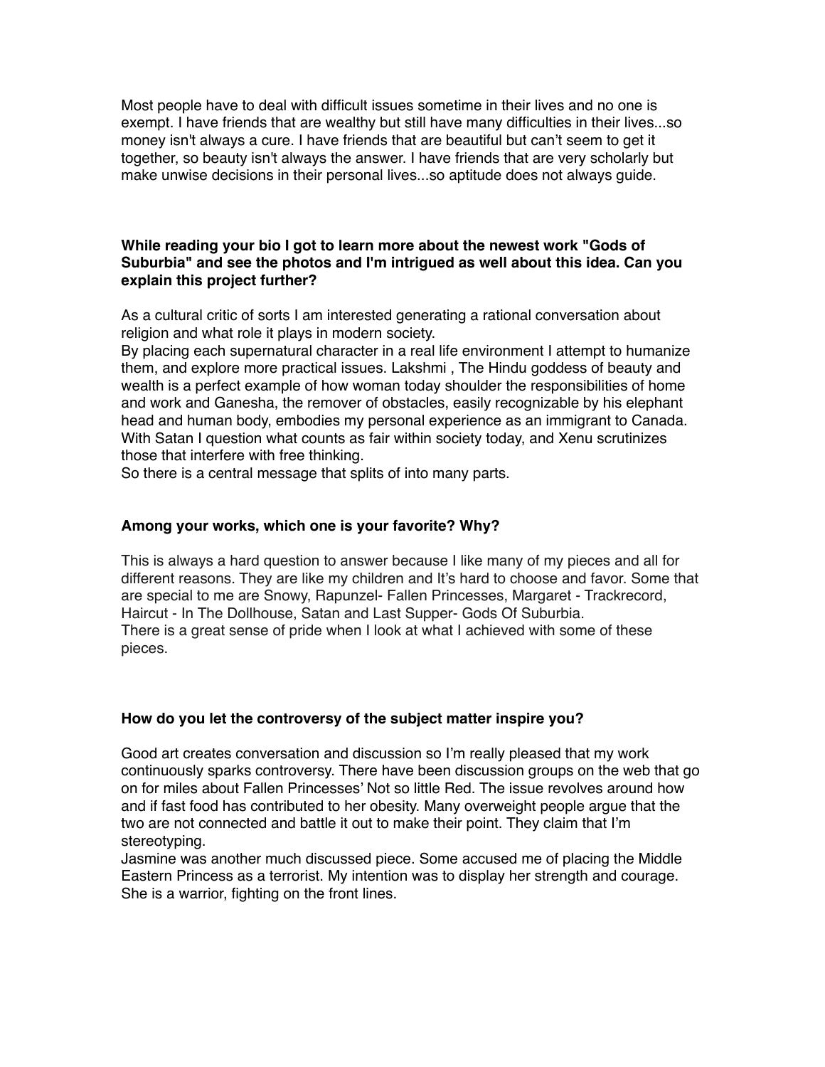Most people have to deal with difficult issues sometime in their lives and no one is exempt. I have friends that are wealthy but still have many difficulties in their lives...so money isn't always a cure. I have friends that are beautiful but can't seem to get it together, so beauty isn't always the answer. I have friends that are very scholarly but make unwise decisions in their personal lives...so aptitude does not always guide.

**While reading your bio I got to learn more about the newest work "Gods of Suburbia" and see the photos and I'm intrigued as well about this idea. Can you explain this project further?**

As a cultural critic of sorts I am interested generating a rational conversation about religion and what role it plays in modern society.
By placing each supernatural character in a real life environment I attempt to humanize them, and explore more practical issues. Lakshmi , The Hindu goddess of beauty and wealth is a perfect example of how woman today shoulder the responsibilities of home and work and Ganesha, the remover of obstacles, easily recognizable by his elephant head and human body, embodies my personal experience as an immigrant to Canada. With Satan I question what counts as fair within society today, and Xenu scrutinizes those that interfere with free thinking.
So there is a central message that splits of into many parts.

**Among your works, which one is your favorite? Why?**

This is always a hard question to answer because I like many of my pieces and all for different reasons. They are like my children and It's hard to choose and favor. Some that are special to me are Snowy, Rapunzel- Fallen Princesses, Margaret - Trackrecord, Haircut - In The Dollhouse, Satan and Last Supper- Gods Of Suburbia.
There is a great sense of pride when I look at what I achieved with some of these pieces.

**How do you let the controversy of the subject matter inspire you?**

Good art creates conversation and discussion so I'm really pleased that my work continuously sparks controversy. There have been discussion groups on the web that go on for miles about Fallen Princesses' Not so little Red. The issue revolves around how and if fast food has contributed to her obesity. Many overweight people argue that the two are not connected and battle it out to make their point. They claim that I'm stereotyping.
Jasmine was another much discussed piece. Some accused me of placing the Middle Eastern Princess as a terrorist. My intention was to display her strength and courage. She is a warrior, fighting on the front lines.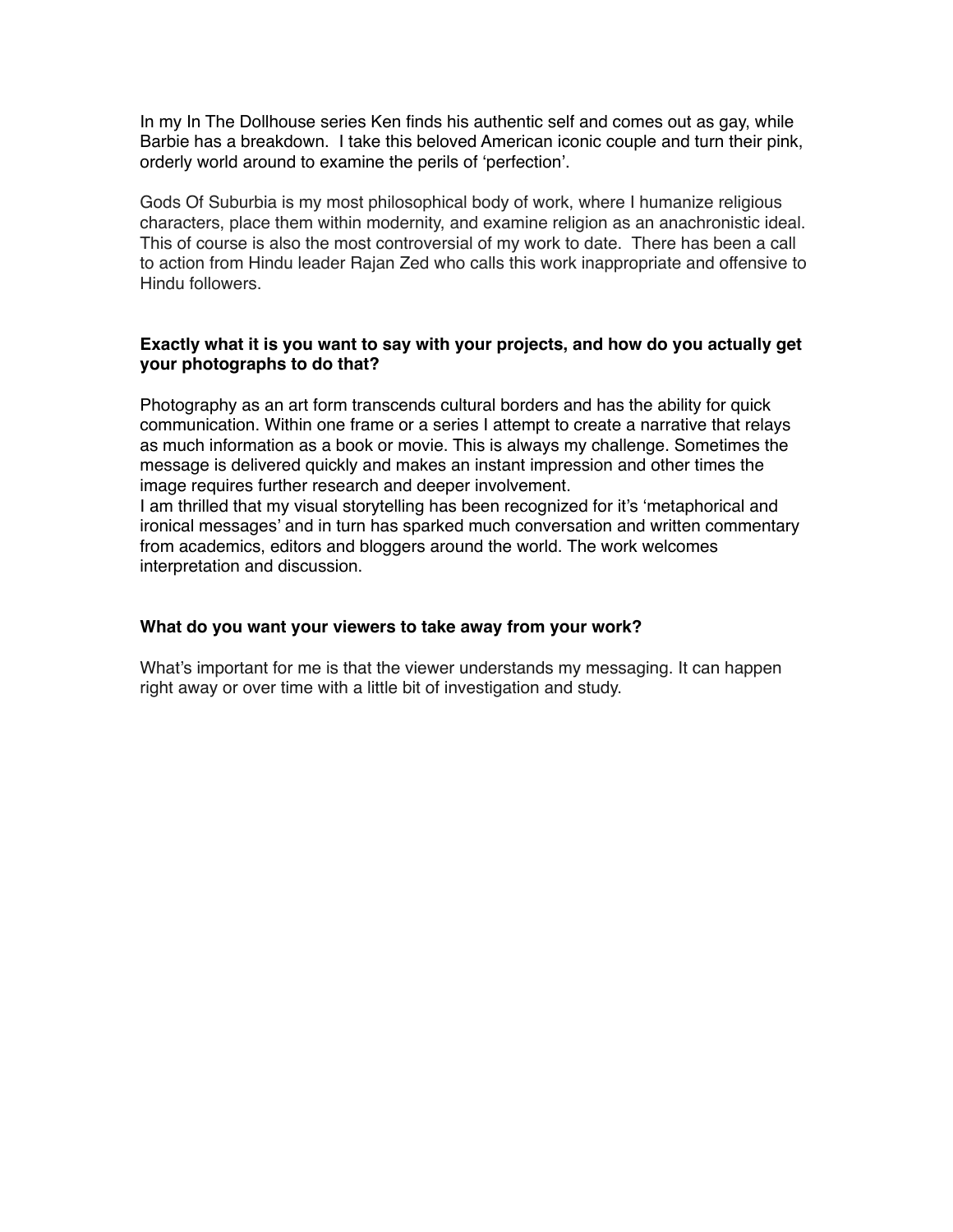In my In The Dollhouse series Ken finds his authentic self and comes out as gay, while Barbie has a breakdown. I take this beloved American iconic couple and turn their pink, orderly world around to examine the perils of 'perfection'.

Gods Of Suburbia is my most philosophical body of work, where I humanize religious characters, place them within modernity, and examine religion as an anachronistic ideal. This of course is also the most controversial of my work to date. There has been a call to action from Hindu leader Rajan Zed who calls this work inappropriate and offensive to Hindu followers.

**Exactly what it is you want to say with your projects, and how do you actually get your photographs to do that?**

Photography as an art form transcends cultural borders and has the ability for quick communication. Within one frame or a series I attempt to create a narrative that relays as much information as a book or movie. This is always my challenge. Sometimes the message is delivered quickly and makes an instant impression and other times the image requires further research and deeper involvement.
I am thrilled that my visual storytelling has been recognized for it's 'metaphorical and ironical messages' and in turn has sparked much conversation and written commentary from academics, editors and bloggers around the world. The work welcomes interpretation and discussion.

**What do you want your viewers to take away from your work?**

What's important for me is that the viewer understands my messaging. It can happen right away or over time with a little bit of investigation and study.